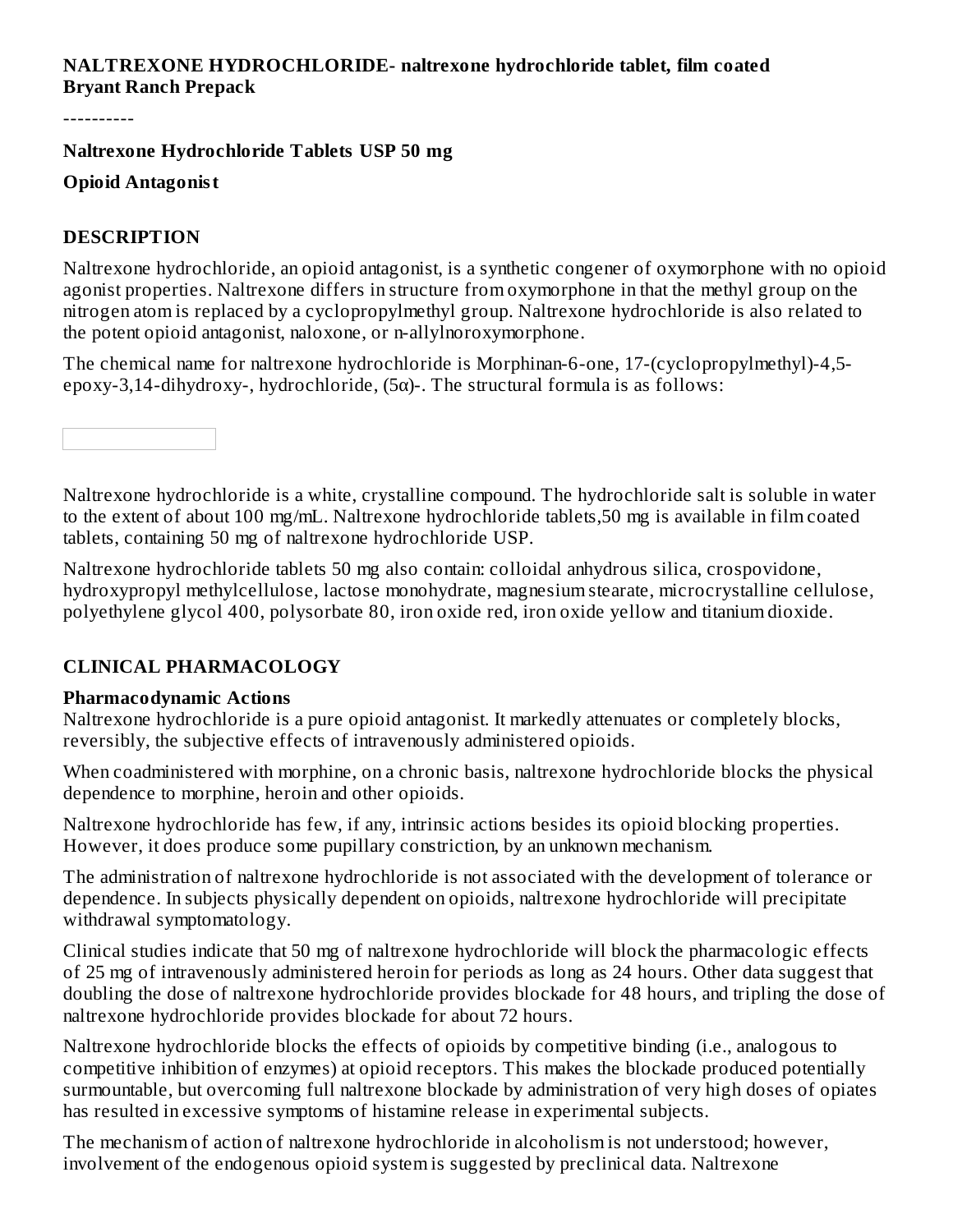**NALTREXONE HYDROCHLORIDE- naltrexone hydrochloride tablet, film coated**
**Bryant Ranch Prepack**

----------

**Naltrexone Hydrochloride Tablets USP 50 mg**

**Opioid Antagonist**

## DESCRIPTION

Naltrexone hydrochloride, an opioid antagonist, is a synthetic congener of oxymorphone with no opioid agonist properties. Naltrexone differs in structure from oxymorphone in that the methyl group on the nitrogen atom is replaced by a cyclopropylmethyl group. Naltrexone hydrochloride is also related to the potent opioid antagonist, naloxone, or n-allylnoroxymorphone.

The chemical name for naltrexone hydrochloride is Morphinan-6-one, 17-(cyclopropylmethyl)-4,5-epoxy-3,14-dihydroxy-, hydrochloride, (5α)-. The structural formula is as follows:

Naltrexone hydrochloride is a white, crystalline compound. The hydrochloride salt is soluble in water to the extent of about 100 mg/mL. Naltrexone hydrochloride tablets,50 mg is available in film coated tablets, containing 50 mg of naltrexone hydrochloride USP.

Naltrexone hydrochloride tablets 50 mg also contain: colloidal anhydrous silica, crospovidone, hydroxypropyl methylcellulose, lactose monohydrate, magnesium stearate, microcrystalline cellulose, polyethylene glycol 400, polysorbate 80, iron oxide red, iron oxide yellow and titanium dioxide.

## CLINICAL PHARMACOLOGY

### Pharmacodynamic Actions

Naltrexone hydrochloride is a pure opioid antagonist. It markedly attenuates or completely blocks, reversibly, the subjective effects of intravenously administered opioids.

When coadministered with morphine, on a chronic basis, naltrexone hydrochloride blocks the physical dependence to morphine, heroin and other opioids.

Naltrexone hydrochloride has few, if any, intrinsic actions besides its opioid blocking properties. However, it does produce some pupillary constriction, by an unknown mechanism.

The administration of naltrexone hydrochloride is not associated with the development of tolerance or dependence. In subjects physically dependent on opioids, naltrexone hydrochloride will precipitate withdrawal symptomatology.

Clinical studies indicate that 50 mg of naltrexone hydrochloride will block the pharmacologic effects of 25 mg of intravenously administered heroin for periods as long as 24 hours. Other data suggest that doubling the dose of naltrexone hydrochloride provides blockade for 48 hours, and tripling the dose of naltrexone hydrochloride provides blockade for about 72 hours.

Naltrexone hydrochloride blocks the effects of opioids by competitive binding (i.e., analogous to competitive inhibition of enzymes) at opioid receptors. This makes the blockade produced potentially surmountable, but overcoming full naltrexone blockade by administration of very high doses of opiates has resulted in excessive symptoms of histamine release in experimental subjects.

The mechanism of action of naltrexone hydrochloride in alcoholism is not understood; however, involvement of the endogenous opioid system is suggested by preclinical data. Naltrexone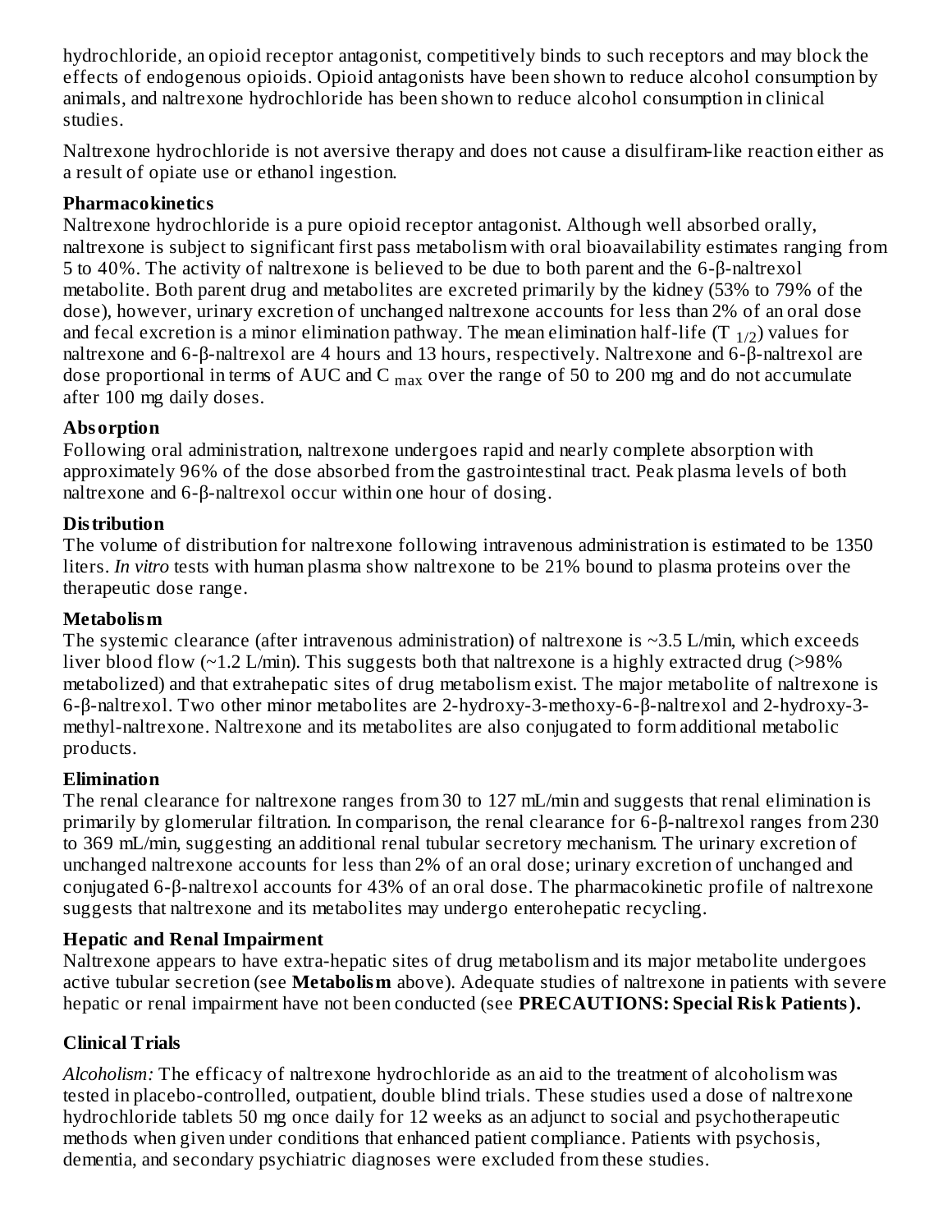hydrochloride, an opioid receptor antagonist, competitively binds to such receptors and may block the effects of endogenous opioids. Opioid antagonists have been shown to reduce alcohol consumption by animals, and naltrexone hydrochloride has been shown to reduce alcohol consumption in clinical studies.

Naltrexone hydrochloride is not aversive therapy and does not cause a disulfiram-like reaction either as a result of opiate use or ethanol ingestion.

**Pharmacokinetics**

Naltrexone hydrochloride is a pure opioid receptor antagonist. Although well absorbed orally, naltrexone is subject to significant first pass metabolism with oral bioavailability estimates ranging from 5 to 40%. The activity of naltrexone is believed to be due to both parent and the 6-β-naltrexol metabolite. Both parent drug and metabolites are excreted primarily by the kidney (53% to 79% of the dose), however, urinary excretion of unchanged naltrexone accounts for less than 2% of an oral dose and fecal excretion is a minor elimination pathway. The mean elimination half-life ($T_{1/2}$) values for naltrexone and 6-β-naltrexol are 4 hours and 13 hours, respectively. Naltrexone and 6-β-naltrexol are dose proportional in terms of AUC and $C_{max}$ over the range of 50 to 200 mg and do not accumulate after 100 mg daily doses.

**Absorption**

Following oral administration, naltrexone undergoes rapid and nearly complete absorption with approximately 96% of the dose absorbed from the gastrointestinal tract. Peak plasma levels of both naltrexone and 6-β-naltrexol occur within one hour of dosing.

**Distribution**

The volume of distribution for naltrexone following intravenous administration is estimated to be 1350 liters. *In vitro* tests with human plasma show naltrexone to be 21% bound to plasma proteins over the therapeutic dose range.

**Metabolism**

The systemic clearance (after intravenous administration) of naltrexone is ~3.5 L/min, which exceeds liver blood flow (~1.2 L/min). This suggests both that naltrexone is a highly extracted drug (>98% metabolized) and that extrahepatic sites of drug metabolism exist. The major metabolite of naltrexone is 6-β-naltrexol. Two other minor metabolites are 2-hydroxy-3-methoxy-6-β-naltrexol and 2-hydroxy-3-methyl-naltrexone. Naltrexone and its metabolites are also conjugated to form additional metabolic products.

**Elimination**

The renal clearance for naltrexone ranges from 30 to 127 mL/min and suggests that renal elimination is primarily by glomerular filtration. In comparison, the renal clearance for 6-β-naltrexol ranges from 230 to 369 mL/min, suggesting an additional renal tubular secretory mechanism. The urinary excretion of unchanged naltrexone accounts for less than 2% of an oral dose; urinary excretion of unchanged and conjugated 6-β-naltrexol accounts for 43% of an oral dose. The pharmacokinetic profile of naltrexone suggests that naltrexone and its metabolites may undergo enterohepatic recycling.

**Hepatic and Renal Impairment**

Naltrexone appears to have extra-hepatic sites of drug metabolism and its major metabolite undergoes active tubular secretion (see **Metabolism** above). Adequate studies of naltrexone in patients with severe hepatic or renal impairment have not been conducted (see **PRECAUTIONS: Special Risk Patients).**

**Clinical Trials**

*Alcoholism:* The efficacy of naltrexone hydrochloride as an aid to the treatment of alcoholism was tested in placebo-controlled, outpatient, double blind trials. These studies used a dose of naltrexone hydrochloride tablets 50 mg once daily for 12 weeks as an adjunct to social and psychotherapeutic methods when given under conditions that enhanced patient compliance. Patients with psychosis, dementia, and secondary psychiatric diagnoses were excluded from these studies.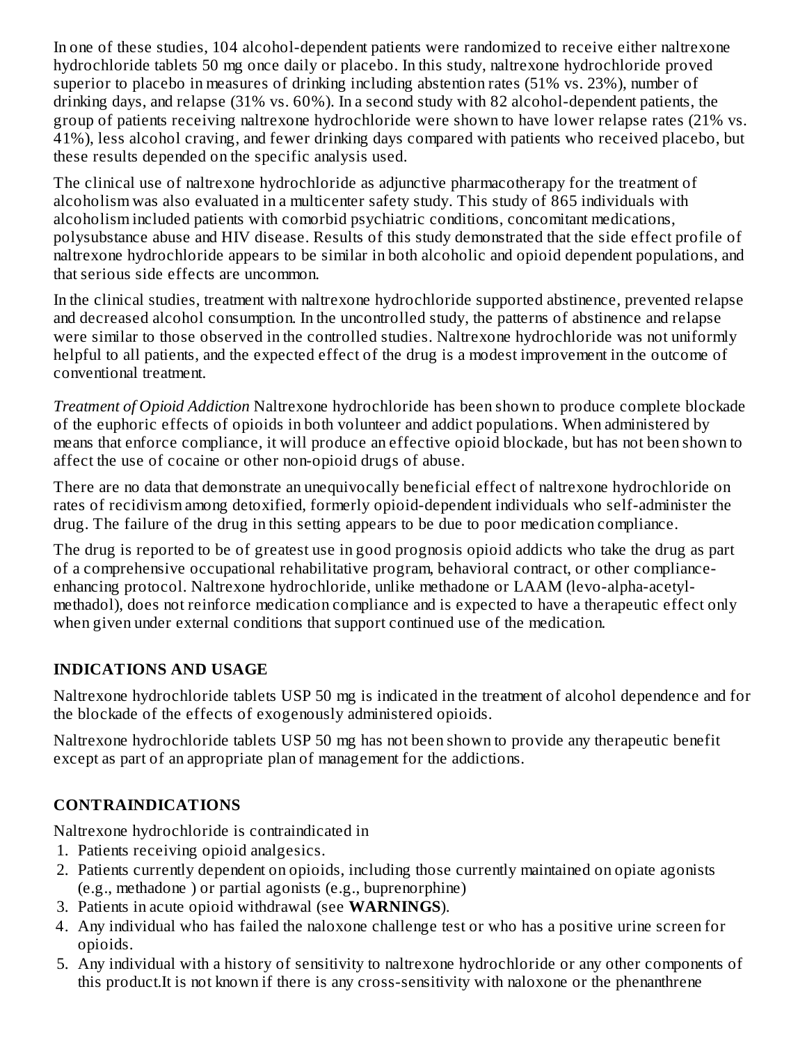In one of these studies, 104 alcohol-dependent patients were randomized to receive either naltrexone hydrochloride tablets 50 mg once daily or placebo. In this study, naltrexone hydrochloride proved superior to placebo in measures of drinking including abstention rates (51% vs. 23%), number of drinking days, and relapse (31% vs. 60%). In a second study with 82 alcohol-dependent patients, the group of patients receiving naltrexone hydrochloride were shown to have lower relapse rates (21% vs. 41%), less alcohol craving, and fewer drinking days compared with patients who received placebo, but these results depended on the specific analysis used.

The clinical use of naltrexone hydrochloride as adjunctive pharmacotherapy for the treatment of alcoholism was also evaluated in a multicenter safety study. This study of 865 individuals with alcoholism included patients with comorbid psychiatric conditions, concomitant medications, polysubstance abuse and HIV disease. Results of this study demonstrated that the side effect profile of naltrexone hydrochloride appears to be similar in both alcoholic and opioid dependent populations, and that serious side effects are uncommon.

In the clinical studies, treatment with naltrexone hydrochloride supported abstinence, prevented relapse and decreased alcohol consumption. In the uncontrolled study, the patterns of abstinence and relapse were similar to those observed in the controlled studies. Naltrexone hydrochloride was not uniformly helpful to all patients, and the expected effect of the drug is a modest improvement in the outcome of conventional treatment.

*Treatment of Opioid Addiction* Naltrexone hydrochloride has been shown to produce complete blockade of the euphoric effects of opioids in both volunteer and addict populations. When administered by means that enforce compliance, it will produce an effective opioid blockade, but has not been shown to affect the use of cocaine or other non-opioid drugs of abuse.

There are no data that demonstrate an unequivocally beneficial effect of naltrexone hydrochloride on rates of recidivism among detoxified, formerly opioid-dependent individuals who self-administer the drug. The failure of the drug in this setting appears to be due to poor medication compliance.

The drug is reported to be of greatest use in good prognosis opioid addicts who take the drug as part of a comprehensive occupational rehabilitative program, behavioral contract, or other compliance-enhancing protocol. Naltrexone hydrochloride, unlike methadone or LAAM (levo-alpha-acetyl-methadol), does not reinforce medication compliance and is expected to have a therapeutic effect only when given under external conditions that support continued use of the medication.

## INDICATIONS AND USAGE

Naltrexone hydrochloride tablets USP 50 mg is indicated in the treatment of alcohol dependence and for the blockade of the effects of exogenously administered opioids.

Naltrexone hydrochloride tablets USP 50 mg has not been shown to provide any therapeutic benefit except as part of an appropriate plan of management for the addictions.

## CONTRAINDICATIONS

Naltrexone hydrochloride is contraindicated in

1. Patients receiving opioid analgesics.
2. Patients currently dependent on opioids, including those currently maintained on opiate agonists (e.g., methadone ) or partial agonists (e.g., buprenorphine)
3. Patients in acute opioid withdrawal (see **WARNINGS**).
4. Any individual who has failed the naloxone challenge test or who has a positive urine screen for opioids.
5. Any individual with a history of sensitivity to naltrexone hydrochloride or any other components of this product.It is not known if there is any cross-sensitivity with naloxone or the phenanthrene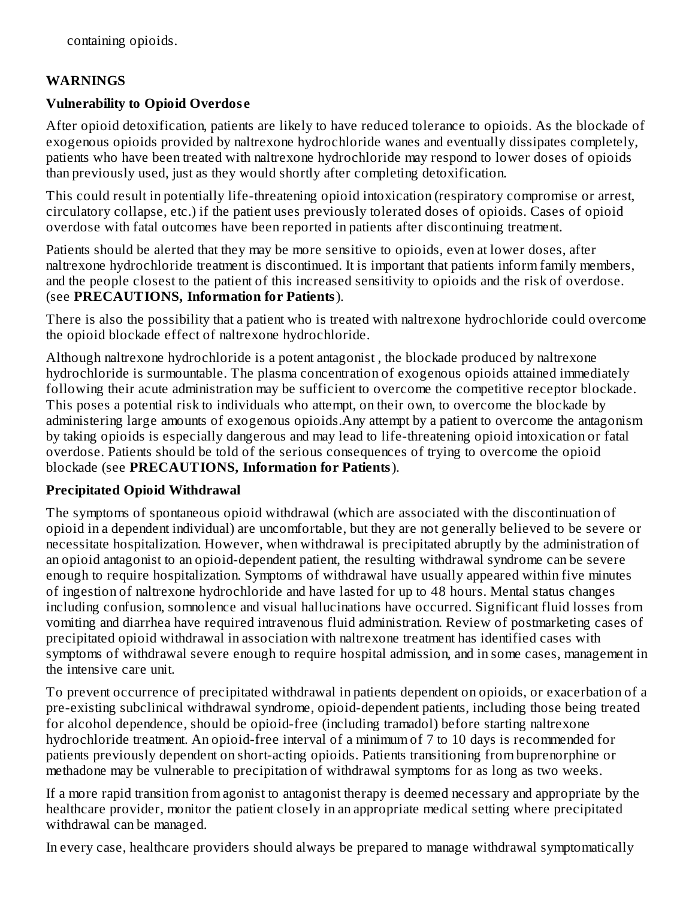containing opioids.

## WARNINGS

### Vulnerability to Opioid Overdose

After opioid detoxification, patients are likely to have reduced tolerance to opioids. As the blockade of exogenous opioids provided by naltrexone hydrochloride wanes and eventually dissipates completely, patients who have been treated with naltrexone hydrochloride may respond to lower doses of opioids than previously used, just as they would shortly after completing detoxification.

This could result in potentially life-threatening opioid intoxication (respiratory compromise or arrest, circulatory collapse, etc.) if the patient uses previously tolerated doses of opioids. Cases of opioid overdose with fatal outcomes have been reported in patients after discontinuing treatment.

Patients should be alerted that they may be more sensitive to opioids, even at lower doses, after naltrexone hydrochloride treatment is discontinued. It is important that patients inform family members, and the people closest to the patient of this increased sensitivity to opioids and the risk of overdose. (see **PRECAUTIONS, Information for Patients**).

There is also the possibility that a patient who is treated with naltrexone hydrochloride could overcome the opioid blockade effect of naltrexone hydrochloride.

Although naltrexone hydrochloride is a potent antagonist , the blockade produced by naltrexone hydrochloride is surmountable. The plasma concentration of exogenous opioids attained immediately following their acute administration may be sufficient to overcome the competitive receptor blockade. This poses a potential risk to individuals who attempt, on their own, to overcome the blockade by administering large amounts of exogenous opioids.Any attempt by a patient to overcome the antagonism by taking opioids is especially dangerous and may lead to life-threatening opioid intoxication or fatal overdose. Patients should be told of the serious consequences of trying to overcome the opioid blockade (see **PRECAUTIONS, Information for Patients**).

### Precipitated Opioid Withdrawal

The symptoms of spontaneous opioid withdrawal (which are associated with the discontinuation of opioid in a dependent individual) are uncomfortable, but they are not generally believed to be severe or necessitate hospitalization. However, when withdrawal is precipitated abruptly by the administration of an opioid antagonist to an opioid-dependent patient, the resulting withdrawal syndrome can be severe enough to require hospitalization. Symptoms of withdrawal have usually appeared within five minutes of ingestion of naltrexone hydrochloride and have lasted for up to 48 hours. Mental status changes including confusion, somnolence and visual hallucinations have occurred. Significant fluid losses from vomiting and diarrhea have required intravenous fluid administration. Review of postmarketing cases of precipitated opioid withdrawal in association with naltrexone treatment has identified cases with symptoms of withdrawal severe enough to require hospital admission, and in some cases, management in the intensive care unit.

To prevent occurrence of precipitated withdrawal in patients dependent on opioids, or exacerbation of a pre-existing subclinical withdrawal syndrome, opioid-dependent patients, including those being treated for alcohol dependence, should be opioid-free (including tramadol) before starting naltrexone hydrochloride treatment. An opioid-free interval of a minimum of 7 to 10 days is recommended for patients previously dependent on short-acting opioids. Patients transitioning from buprenorphine or methadone may be vulnerable to precipitation of withdrawal symptoms for as long as two weeks.

If a more rapid transition from agonist to antagonist therapy is deemed necessary and appropriate by the healthcare provider, monitor the patient closely in an appropriate medical setting where precipitated withdrawal can be managed.

In every case, healthcare providers should always be prepared to manage withdrawal symptomatically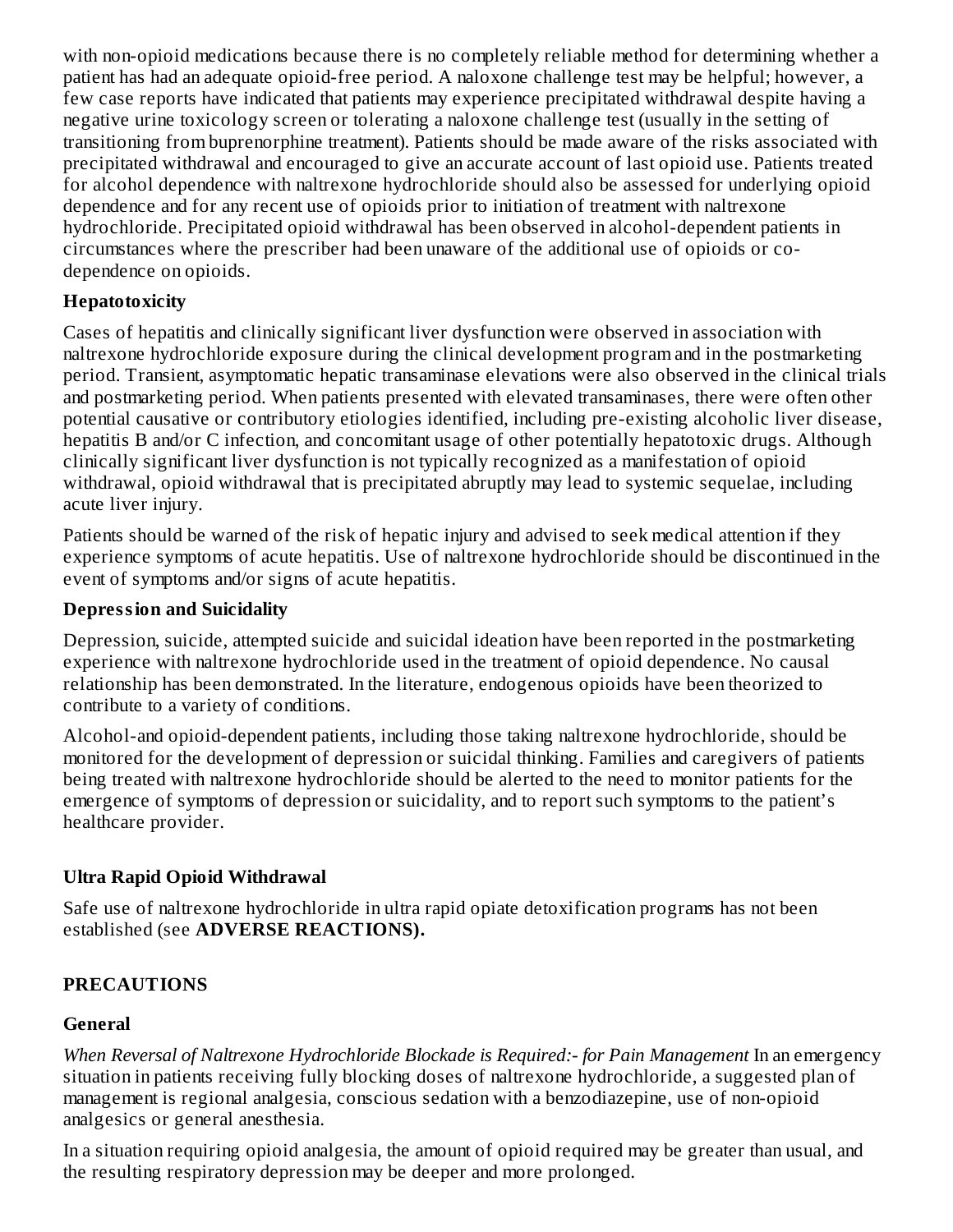with non-opioid medications because there is no completely reliable method for determining whether a patient has had an adequate opioid-free period. A naloxone challenge test may be helpful; however, a few case reports have indicated that patients may experience precipitated withdrawal despite having a negative urine toxicology screen or tolerating a naloxone challenge test (usually in the setting of transitioning from buprenorphine treatment). Patients should be made aware of the risks associated with precipitated withdrawal and encouraged to give an accurate account of last opioid use. Patients treated for alcohol dependence with naltrexone hydrochloride should also be assessed for underlying opioid dependence and for any recent use of opioids prior to initiation of treatment with naltrexone hydrochloride. Precipitated opioid withdrawal has been observed in alcohol-dependent patients in circumstances where the prescriber had been unaware of the additional use of opioids or co-dependence on opioids.

**Hepatotoxicity**

Cases of hepatitis and clinically significant liver dysfunction were observed in association with naltrexone hydrochloride exposure during the clinical development program and in the postmarketing period. Transient, asymptomatic hepatic transaminase elevations were also observed in the clinical trials and postmarketing period. When patients presented with elevated transaminases, there were often other potential causative or contributory etiologies identified, including pre-existing alcoholic liver disease, hepatitis B and/or C infection, and concomitant usage of other potentially hepatotoxic drugs. Although clinically significant liver dysfunction is not typically recognized as a manifestation of opioid withdrawal, opioid withdrawal that is precipitated abruptly may lead to systemic sequelae, including acute liver injury.

Patients should be warned of the risk of hepatic injury and advised to seek medical attention if they experience symptoms of acute hepatitis. Use of naltrexone hydrochloride should be discontinued in the event of symptoms and/or signs of acute hepatitis.

**Depression and Suicidality**

Depression, suicide, attempted suicide and suicidal ideation have been reported in the postmarketing experience with naltrexone hydrochloride used in the treatment of opioid dependence. No causal relationship has been demonstrated. In the literature, endogenous opioids have been theorized to contribute to a variety of conditions.

Alcohol-and opioid-dependent patients, including those taking naltrexone hydrochloride, should be monitored for the development of depression or suicidal thinking. Families and caregivers of patients being treated with naltrexone hydrochloride should be alerted to the need to monitor patients for the emergence of symptoms of depression or suicidality, and to report such symptoms to the patient's healthcare provider.

**Ultra Rapid Opioid Withdrawal**

Safe use of naltrexone hydrochloride in ultra rapid opiate detoxification programs has not been established (see **ADVERSE REACTIONS).**

## PRECAUTIONS

**General**

*When Reversal of Naltrexone Hydrochloride Blockade is Required:- for Pain Management* In an emergency situation in patients receiving fully blocking doses of naltrexone hydrochloride, a suggested plan of management is regional analgesia, conscious sedation with a benzodiazepine, use of non-opioid analgesics or general anesthesia.

In a situation requiring opioid analgesia, the amount of opioid required may be greater than usual, and the resulting respiratory depression may be deeper and more prolonged.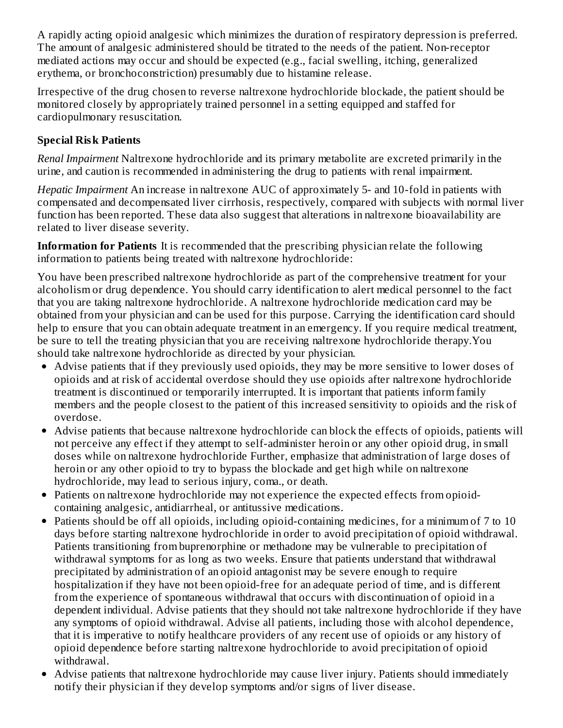A rapidly acting opioid analgesic which minimizes the duration of respiratory depression is preferred. The amount of analgesic administered should be titrated to the needs of the patient. Non-receptor mediated actions may occur and should be expected (e.g., facial swelling, itching, generalized erythema, or bronchoconstriction) presumably due to histamine release.

Irrespective of the drug chosen to reverse naltrexone hydrochloride blockade, the patient should be monitored closely by appropriately trained personnel in a setting equipped and staffed for cardiopulmonary resuscitation.

**Special Risk Patients**

*Renal Impairment* Naltrexone hydrochloride and its primary metabolite are excreted primarily in the urine, and caution is recommended in administering the drug to patients with renal impairment.

*Hepatic Impairment* An increase in naltrexone AUC of approximately 5- and 10-fold in patients with compensated and decompensated liver cirrhosis, respectively, compared with subjects with normal liver function has been reported. These data also suggest that alterations in naltrexone bioavailability are related to liver disease severity.

**Information for Patients** It is recommended that the prescribing physician relate the following information to patients being treated with naltrexone hydrochloride:

You have been prescribed naltrexone hydrochloride as part of the comprehensive treatment for your alcoholism or drug dependence. You should carry identification to alert medical personnel to the fact that you are taking naltrexone hydrochloride. A naltrexone hydrochloride medication card may be obtained from your physician and can be used for this purpose. Carrying the identification card should help to ensure that you can obtain adequate treatment in an emergency. If you require medical treatment, be sure to tell the treating physician that you are receiving naltrexone hydrochloride therapy.You should take naltrexone hydrochloride as directed by your physician.

- Advise patients that if they previously used opioids, they may be more sensitive to lower doses of opioids and at risk of accidental overdose should they use opioids after naltrexone hydrochloride treatment is discontinued or temporarily interrupted. It is important that patients inform family members and the people closest to the patient of this increased sensitivity to opioids and the risk of overdose.
- Advise patients that because naltrexone hydrochloride can block the effects of opioids, patients will not perceive any effect if they attempt to self-administer heroin or any other opioid drug, in small doses while on naltrexone hydrochloride Further, emphasize that administration of large doses of heroin or any other opioid to try to bypass the blockade and get high while on naltrexone hydrochloride, may lead to serious injury, coma., or death.
- Patients on naltrexone hydrochloride may not experience the expected effects from opioid-containing analgesic, antidiarrheal, or antitussive medications.
- Patients should be off all opioids, including opioid-containing medicines, for a minimum of 7 to 10 days before starting naltrexone hydrochloride in order to avoid precipitation of opioid withdrawal. Patients transitioning from buprenorphine or methadone may be vulnerable to precipitation of withdrawal symptoms for as long as two weeks. Ensure that patients understand that withdrawal precipitated by administration of an opioid antagonist may be severe enough to require hospitalization if they have not been opioid-free for an adequate period of time, and is different from the experience of spontaneous withdrawal that occurs with discontinuation of opioid in a dependent individual. Advise patients that they should not take naltrexone hydrochloride if they have any symptoms of opioid withdrawal. Advise all patients, including those with alcohol dependence, that it is imperative to notify healthcare providers of any recent use of opioids or any history of opioid dependence before starting naltrexone hydrochloride to avoid precipitation of opioid withdrawal.
- Advise patients that naltrexone hydrochloride may cause liver injury. Patients should immediately notify their physician if they develop symptoms and/or signs of liver disease.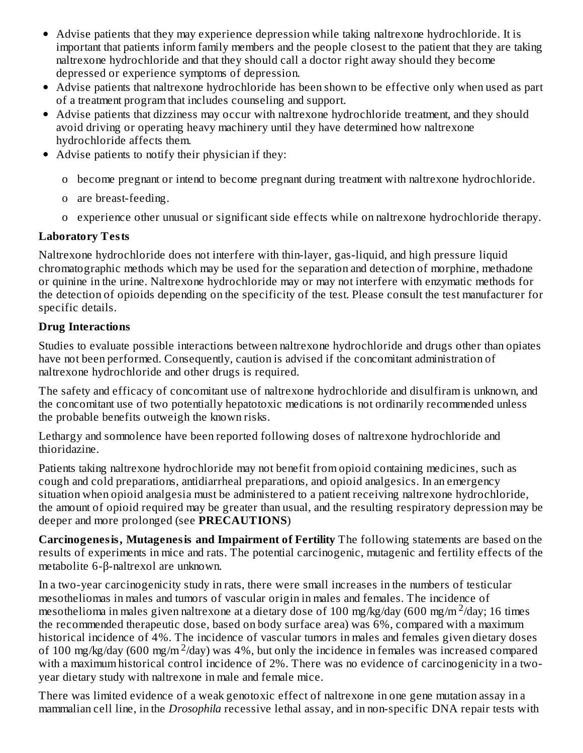- Advise patients that they may experience depression while taking naltrexone hydrochloride. It is important that patients inform family members and the people closest to the patient that they are taking naltrexone hydrochloride and that they should call a doctor right away should they become depressed or experience symptoms of depression.
- Advise patients that naltrexone hydrochloride has been shown to be effective only when used as part of a treatment program that includes counseling and support.
- Advise patients that dizziness may occur with naltrexone hydrochloride treatment, and they should avoid driving or operating heavy machinery until they have determined how naltrexone hydrochloride affects them.
- Advise patients to notify their physician if they:
  - o become pregnant or intend to become pregnant during treatment with naltrexone hydrochloride.
  - o are breast-feeding.
  - o experience other unusual or significant side effects while on naltrexone hydrochloride therapy.

**Laboratory Tests**

Naltrexone hydrochloride does not interfere with thin-layer, gas-liquid, and high pressure liquid chromatographic methods which may be used for the separation and detection of morphine, methadone or quinine in the urine. Naltrexone hydrochloride may or may not interfere with enzymatic methods for the detection of opioids depending on the specificity of the test. Please consult the test manufacturer for specific details.

**Drug Interactions**

Studies to evaluate possible interactions between naltrexone hydrochloride and drugs other than opiates have not been performed. Consequently, caution is advised if the concomitant administration of naltrexone hydrochloride and other drugs is required.

The safety and efficacy of concomitant use of naltrexone hydrochloride and disulfiram is unknown, and the concomitant use of two potentially hepatotoxic medications is not ordinarily recommended unless the probable benefits outweigh the known risks.

Lethargy and somnolence have been reported following doses of naltrexone hydrochloride and thioridazine.

Patients taking naltrexone hydrochloride may not benefit from opioid containing medicines, such as cough and cold preparations, antidiarrheal preparations, and opioid analgesics. In an emergency situation when opioid analgesia must be administered to a patient receiving naltrexone hydrochloride, the amount of opioid required may be greater than usual, and the resulting respiratory depression may be deeper and more prolonged (see **PRECAUTIONS**)

**Carcinogenesis, Mutagenesis and Impairment of Fertility** The following statements are based on the results of experiments in mice and rats. The potential carcinogenic, mutagenic and fertility effects of the metabolite 6-β-naltrexol are unknown.

In a two-year carcinogenicity study in rats, there were small increases in the numbers of testicular mesotheliomas in males and tumors of vascular origin in males and females. The incidence of mesothelioma in males given naltrexone at a dietary dose of 100 mg/kg/day (600 $mg/m^2$/day; 16 times the recommended therapeutic dose, based on body surface area) was 6%, compared with a maximum historical incidence of 4%. The incidence of vascular tumors in males and females given dietary doses of 100 mg/kg/day (600 $mg/m^2$/day) was 4%, but only the incidence in females was increased compared with a maximum historical control incidence of 2%. There was no evidence of carcinogenicity in a two-year dietary study with naltrexone in male and female mice.

There was limited evidence of a weak genotoxic effect of naltrexone in one gene mutation assay in a mammalian cell line, in the *Drosophila* recessive lethal assay, and in non-specific DNA repair tests with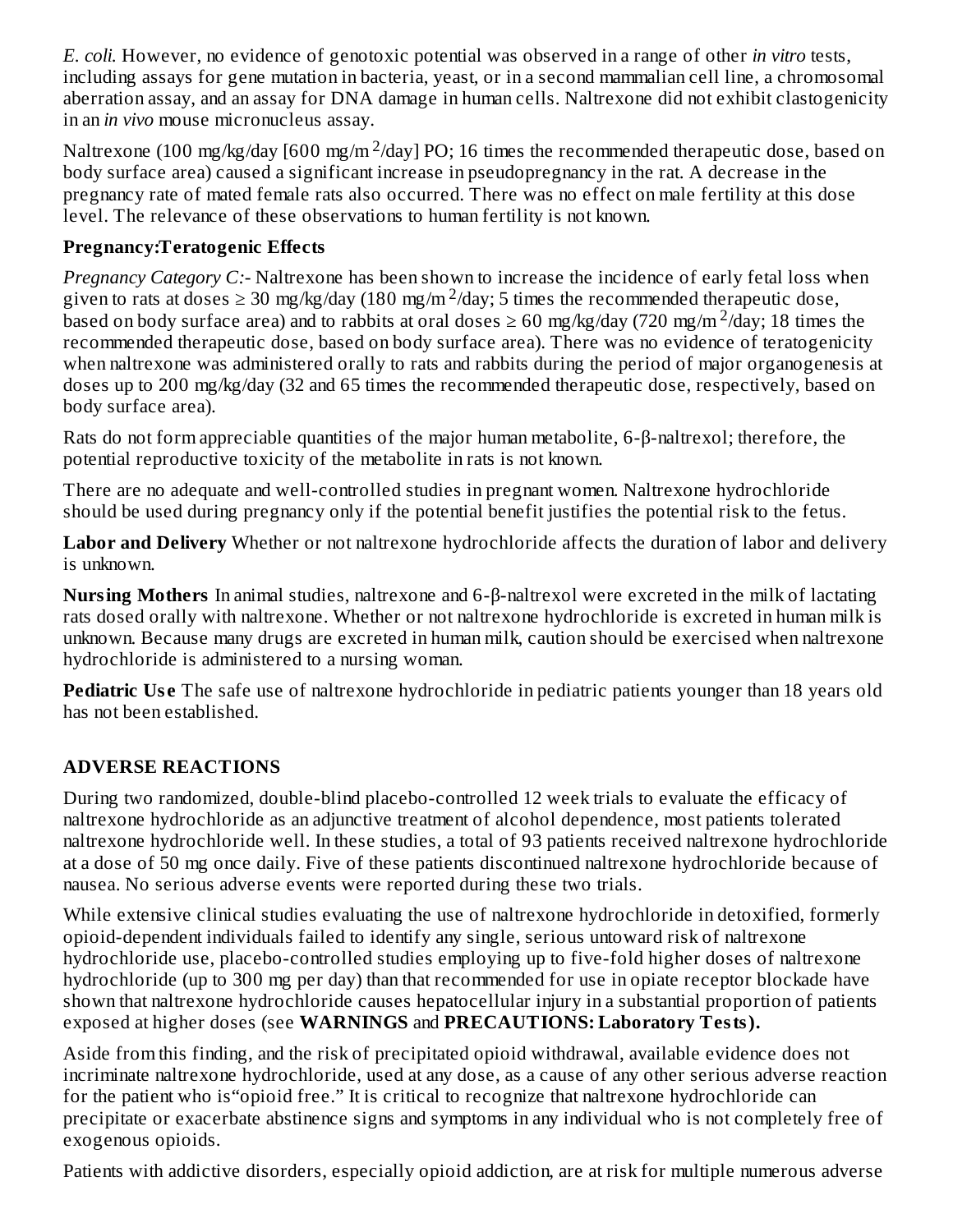*E. coli.* However, no evidence of genotoxic potential was observed in a range of other *in vitro* tests, including assays for gene mutation in bacteria, yeast, or in a second mammalian cell line, a chromosomal aberration assay, and an assay for DNA damage in human cells. Naltrexone did not exhibit clastogenicity in an *in vivo* mouse micronucleus assay.

Naltrexone (100 mg/kg/day [600 mg/m $^2$/day] PO; 16 times the recommended therapeutic dose, based on body surface area) caused a significant increase in pseudopregnancy in the rat. A decrease in the pregnancy rate of mated female rats also occurred. There was no effect on male fertility at this dose level. The relevance of these observations to human fertility is not known.

**Pregnancy:Teratogenic Effects**

*Pregnancy Category C:*- Naltrexone has been shown to increase the incidence of early fetal loss when given to rats at doses $\geq$ 30 mg/kg/day (180 mg/m $^2$/day; 5 times the recommended therapeutic dose, based on body surface area) and to rabbits at oral doses $\geq$ 60 mg/kg/day (720 mg/m $^2$/day; 18 times the recommended therapeutic dose, based on body surface area). There was no evidence of teratogenicity when naltrexone was administered orally to rats and rabbits during the period of major organogenesis at doses up to 200 mg/kg/day (32 and 65 times the recommended therapeutic dose, respectively, based on body surface area).

Rats do not form appreciable quantities of the major human metabolite, 6-β-naltrexol; therefore, the potential reproductive toxicity of the metabolite in rats is not known.

There are no adequate and well-controlled studies in pregnant women. Naltrexone hydrochloride should be used during pregnancy only if the potential benefit justifies the potential risk to the fetus.

**Labor and Delivery** Whether or not naltrexone hydrochloride affects the duration of labor and delivery is unknown.

**Nursing Mothers** In animal studies, naltrexone and 6-β-naltrexol were excreted in the milk of lactating rats dosed orally with naltrexone. Whether or not naltrexone hydrochloride is excreted in human milk is unknown. Because many drugs are excreted in human milk, caution should be exercised when naltrexone hydrochloride is administered to a nursing woman.

**Pediatric Use** The safe use of naltrexone hydrochloride in pediatric patients younger than 18 years old has not been established.

## ADVERSE REACTIONS

During two randomized, double-blind placebo-controlled 12 week trials to evaluate the efficacy of naltrexone hydrochloride as an adjunctive treatment of alcohol dependence, most patients tolerated naltrexone hydrochloride well. In these studies, a total of 93 patients received naltrexone hydrochloride at a dose of 50 mg once daily. Five of these patients discontinued naltrexone hydrochloride because of nausea. No serious adverse events were reported during these two trials.

While extensive clinical studies evaluating the use of naltrexone hydrochloride in detoxified, formerly opioid-dependent individuals failed to identify any single, serious untoward risk of naltrexone hydrochloride use, placebo-controlled studies employing up to five-fold higher doses of naltrexone hydrochloride (up to 300 mg per day) than that recommended for use in opiate receptor blockade have shown that naltrexone hydrochloride causes hepatocellular injury in a substantial proportion of patients exposed at higher doses (see **WARNINGS** and **PRECAUTIONS: Laboratory Tests).**

Aside from this finding, and the risk of precipitated opioid withdrawal, available evidence does not incriminate naltrexone hydrochloride, used at any dose, as a cause of any other serious adverse reaction for the patient who is"opioid free." It is critical to recognize that naltrexone hydrochloride can precipitate or exacerbate abstinence signs and symptoms in any individual who is not completely free of exogenous opioids.

Patients with addictive disorders, especially opioid addiction, are at risk for multiple numerous adverse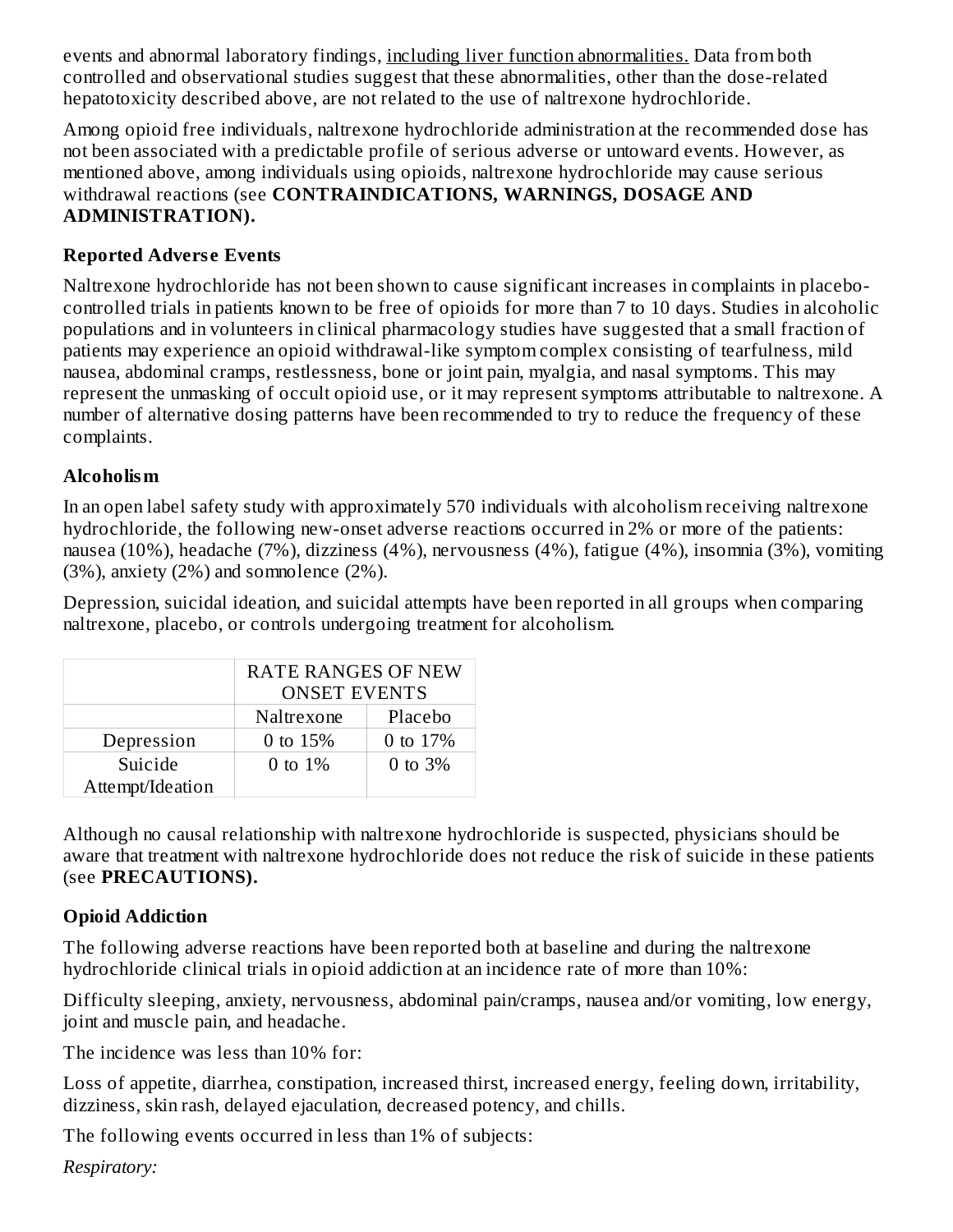events and abnormal laboratory findings, including liver function abnormalities. Data from both controlled and observational studies suggest that these abnormalities, other than the dose-related hepatotoxicity described above, are not related to the use of naltrexone hydrochloride.

Among opioid free individuals, naltrexone hydrochloride administration at the recommended dose has not been associated with a predictable profile of serious adverse or untoward events. However, as mentioned above, among individuals using opioids, naltrexone hydrochloride may cause serious withdrawal reactions (see **CONTRAINDICATIONS, WARNINGS, DOSAGE AND ADMINISTRATION).**

### Reported Adverse Events

Naltrexone hydrochloride has not been shown to cause significant increases in complaints in placebo-controlled trials in patients known to be free of opioids for more than 7 to 10 days. Studies in alcoholic populations and in volunteers in clinical pharmacology studies have suggested that a small fraction of patients may experience an opioid withdrawal-like symptom complex consisting of tearfulness, mild nausea, abdominal cramps, restlessness, bone or joint pain, myalgia, and nasal symptoms. This may represent the unmasking of occult opioid use, or it may represent symptoms attributable to naltrexone. A number of alternative dosing patterns have been recommended to try to reduce the frequency of these complaints.

### Alcoholism

In an open label safety study with approximately 570 individuals with alcoholism receiving naltrexone hydrochloride, the following new-onset adverse reactions occurred in 2% or more of the patients: nausea (10%), headache (7%), dizziness (4%), nervousness (4%), fatigue (4%), insomnia (3%), vomiting (3%), anxiety (2%) and somnolence (2%).

Depression, suicidal ideation, and suicidal attempts have been reported in all groups when comparing naltrexone, placebo, or controls undergoing treatment for alcoholism.

| | RATE RANGES OF NEW ONSET EVENTS | |
|---|---|---|
| | Naltrexone | Placebo |
| Depression | 0 to 15% | 0 to 17% |
| Suicide Attempt/Ideation | 0 to 1% | 0 to 3% |

Although no causal relationship with naltrexone hydrochloride is suspected, physicians should be aware that treatment with naltrexone hydrochloride does not reduce the risk of suicide in these patients (see **PRECAUTIONS).**

### Opioid Addiction

The following adverse reactions have been reported both at baseline and during the naltrexone hydrochloride clinical trials in opioid addiction at an incidence rate of more than 10%:

Difficulty sleeping, anxiety, nervousness, abdominal pain/cramps, nausea and/or vomiting, low energy, joint and muscle pain, and headache.

The incidence was less than 10% for:

Loss of appetite, diarrhea, constipation, increased thirst, increased energy, feeling down, irritability, dizziness, skin rash, delayed ejaculation, decreased potency, and chills.

The following events occurred in less than 1% of subjects:

*Respiratory:*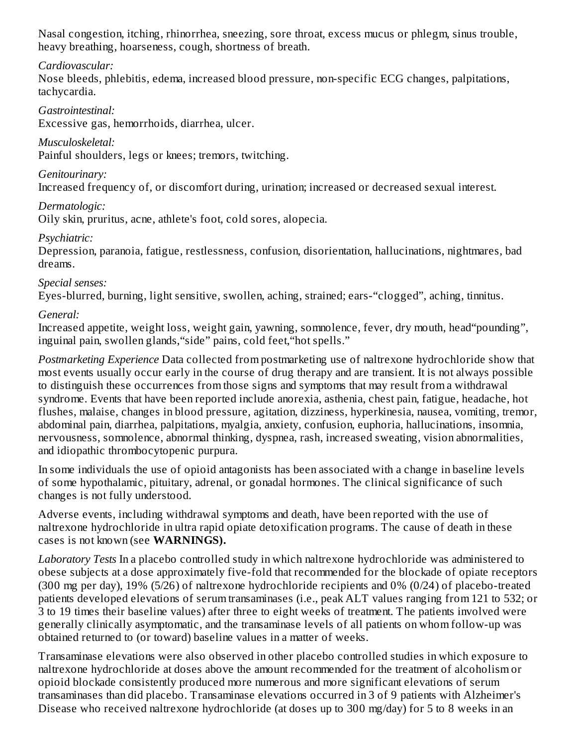Nasal congestion, itching, rhinorrhea, sneezing, sore throat, excess mucus or phlegm, sinus trouble, heavy breathing, hoarseness, cough, shortness of breath.

*Cardiovascular:*
Nose bleeds, phlebitis, edema, increased blood pressure, non-specific ECG changes, palpitations, tachycardia.

*Gastrointestinal:*
Excessive gas, hemorrhoids, diarrhea, ulcer.

*Musculoskeletal:*
Painful shoulders, legs or knees; tremors, twitching.

*Genitourinary:*
Increased frequency of, or discomfort during, urination; increased or decreased sexual interest.

*Dermatologic:*
Oily skin, pruritus, acne, athlete's foot, cold sores, alopecia.

*Psychiatric:*
Depression, paranoia, fatigue, restlessness, confusion, disorientation, hallucinations, nightmares, bad dreams.

*Special senses:*
Eyes-blurred, burning, light sensitive, swollen, aching, strained; ears-“clogged”, aching, tinnitus.

*General:*
Increased appetite, weight loss, weight gain, yawning, somnolence, fever, dry mouth, head“pounding”, inguinal pain, swollen glands,“side” pains, cold feet,“hot spells.”

*Postmarketing Experience* Data collected from postmarketing use of naltrexone hydrochloride show that most events usually occur early in the course of drug therapy and are transient. It is not always possible to distinguish these occurrences from those signs and symptoms that may result from a withdrawal syndrome. Events that have been reported include anorexia, asthenia, chest pain, fatigue, headache, hot flushes, malaise, changes in blood pressure, agitation, dizziness, hyperkinesia, nausea, vomiting, tremor, abdominal pain, diarrhea, palpitations, myalgia, anxiety, confusion, euphoria, hallucinations, insomnia, nervousness, somnolence, abnormal thinking, dyspnea, rash, increased sweating, vision abnormalities, and idiopathic thrombocytopenic purpura.

In some individuals the use of opioid antagonists has been associated with a change in baseline levels of some hypothalamic, pituitary, adrenal, or gonadal hormones. The clinical significance of such changes is not fully understood.

Adverse events, including withdrawal symptoms and death, have been reported with the use of naltrexone hydrochloride in ultra rapid opiate detoxification programs. The cause of death in these cases is not known (see **WARNINGS).**

*Laboratory Tests* In a placebo controlled study in which naltrexone hydrochloride was administered to obese subjects at a dose approximately five-fold that recommended for the blockade of opiate receptors (300 mg per day), 19% (5/26) of naltrexone hydrochloride recipients and 0% (0/24) of placebo-treated patients developed elevations of serum transaminases (i.e., peak ALT values ranging from 121 to 532; or 3 to 19 times their baseline values) after three to eight weeks of treatment. The patients involved were generally clinically asymptomatic, and the transaminase levels of all patients on whom follow-up was obtained returned to (or toward) baseline values in a matter of weeks.

Transaminase elevations were also observed in other placebo controlled studies in which exposure to naltrexone hydrochloride at doses above the amount recommended for the treatment of alcoholism or opioid blockade consistently produced more numerous and more significant elevations of serum transaminases than did placebo. Transaminase elevations occurred in 3 of 9 patients with Alzheimer's Disease who received naltrexone hydrochloride (at doses up to 300 mg/day) for 5 to 8 weeks in an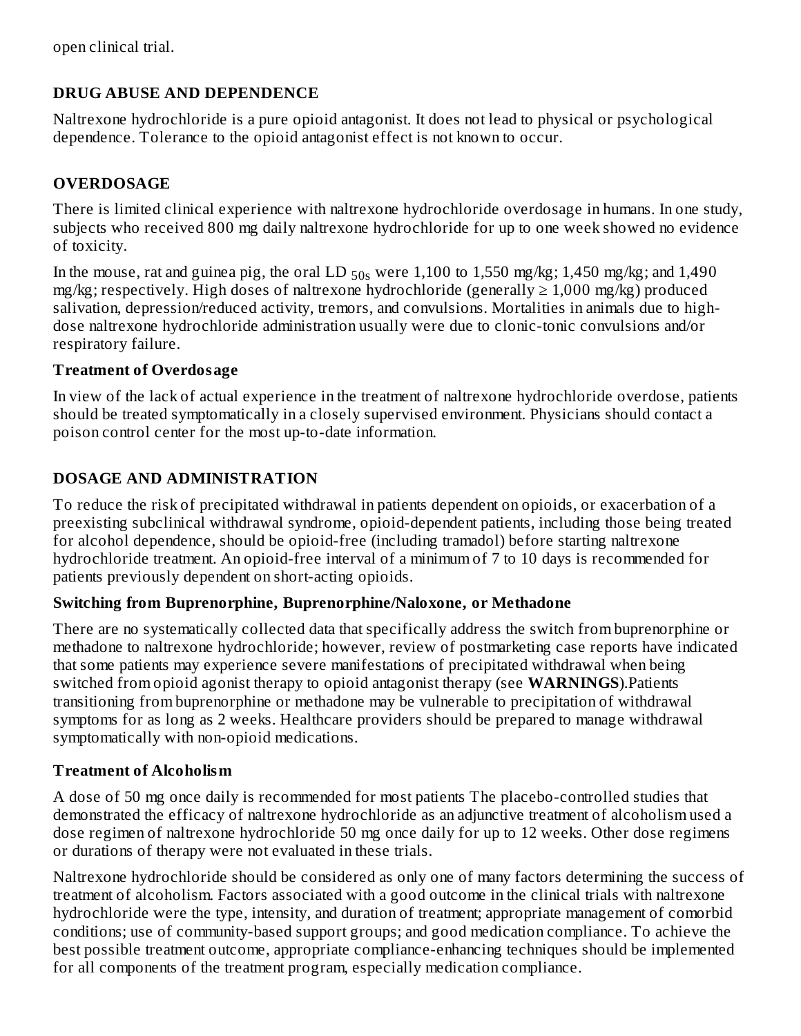open clinical trial.

## DRUG ABUSE AND DEPENDENCE

Naltrexone hydrochloride is a pure opioid antagonist. It does not lead to physical or psychological dependence. Tolerance to the opioid antagonist effect is not known to occur.

## OVERDOSAGE

There is limited clinical experience with naltrexone hydrochloride overdosage in humans. In one study, subjects who received 800 mg daily naltrexone hydrochloride for up to one week showed no evidence of toxicity.

In the mouse, rat and guinea pig, the oral $LD_{50s}$ were 1,100 to 1,550 mg/kg; 1,450 mg/kg; and 1,490 mg/kg; respectively. High doses of naltrexone hydrochloride (generally ≥ 1,000 mg/kg) produced salivation, depression/reduced activity, tremors, and convulsions. Mortalities in animals due to high-dose naltrexone hydrochloride administration usually were due to clonic-tonic convulsions and/or respiratory failure.

### Treatment of Overdosage

In view of the lack of actual experience in the treatment of naltrexone hydrochloride overdose, patients should be treated symptomatically in a closely supervised environment. Physicians should contact a poison control center for the most up-to-date information.

## DOSAGE AND ADMINISTRATION

To reduce the risk of precipitated withdrawal in patients dependent on opioids, or exacerbation of a preexisting subclinical withdrawal syndrome, opioid-dependent patients, including those being treated for alcohol dependence, should be opioid-free (including tramadol) before starting naltrexone hydrochloride treatment. An opioid-free interval of a minimum of 7 to 10 days is recommended for patients previously dependent on short-acting opioids.

### Switching from Buprenorphine, Buprenorphine/Naloxone, or Methadone

There are no systematically collected data that specifically address the switch from buprenorphine or methadone to naltrexone hydrochloride; however, review of postmarketing case reports have indicated that some patients may experience severe manifestations of precipitated withdrawal when being switched from opioid agonist therapy to opioid antagonist therapy (see **WARNINGS**).Patients transitioning from buprenorphine or methadone may be vulnerable to precipitation of withdrawal symptoms for as long as 2 weeks. Healthcare providers should be prepared to manage withdrawal symptomatically with non-opioid medications.

### Treatment of Alcoholism

A dose of 50 mg once daily is recommended for most patients The placebo-controlled studies that demonstrated the efficacy of naltrexone hydrochloride as an adjunctive treatment of alcoholism used a dose regimen of naltrexone hydrochloride 50 mg once daily for up to 12 weeks. Other dose regimens or durations of therapy were not evaluated in these trials.

Naltrexone hydrochloride should be considered as only one of many factors determining the success of treatment of alcoholism. Factors associated with a good outcome in the clinical trials with naltrexone hydrochloride were the type, intensity, and duration of treatment; appropriate management of comorbid conditions; use of community-based support groups; and good medication compliance. To achieve the best possible treatment outcome, appropriate compliance-enhancing techniques should be implemented for all components of the treatment program, especially medication compliance.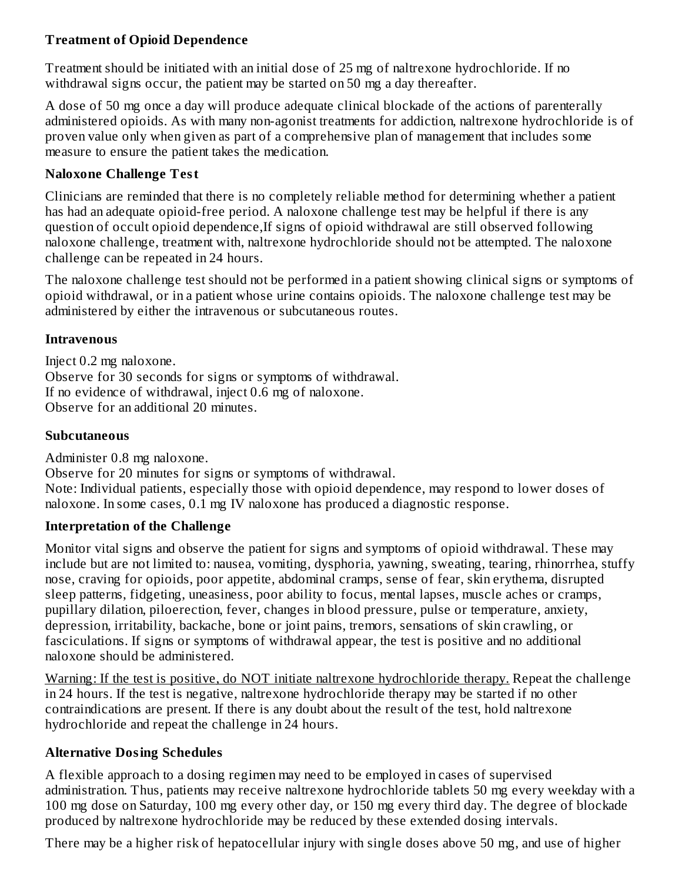**Treatment of Opioid Dependence**

Treatment should be initiated with an initial dose of 25 mg of naltrexone hydrochloride. If no withdrawal signs occur, the patient may be started on 50 mg a day thereafter.

A dose of 50 mg once a day will produce adequate clinical blockade of the actions of parenterally administered opioids. As with many non-agonist treatments for addiction, naltrexone hydrochloride is of proven value only when given as part of a comprehensive plan of management that includes some measure to ensure the patient takes the medication.

**Naloxone Challenge Test**

Clinicians are reminded that there is no completely reliable method for determining whether a patient has had an adequate opioid-free period. A naloxone challenge test may be helpful if there is any question of occult opioid dependence,If signs of opioid withdrawal are still observed following naloxone challenge, treatment with, naltrexone hydrochloride should not be attempted. The naloxone challenge can be repeated in 24 hours.

The naloxone challenge test should not be performed in a patient showing clinical signs or symptoms of opioid withdrawal, or in a patient whose urine contains opioids. The naloxone challenge test may be administered by either the intravenous or subcutaneous routes.

**Intravenous**

Inject 0.2 mg naloxone.
Observe for 30 seconds for signs or symptoms of withdrawal.
If no evidence of withdrawal, inject 0.6 mg of naloxone.
Observe for an additional 20 minutes.

**Subcutaneous**

Administer 0.8 mg naloxone.
Observe for 20 minutes for signs or symptoms of withdrawal.
Note: Individual patients, especially those with opioid dependence, may respond to lower doses of naloxone. In some cases, 0.1 mg IV naloxone has produced a diagnostic response.

**Interpretation of the Challenge**

Monitor vital signs and observe the patient for signs and symptoms of opioid withdrawal. These may include but are not limited to: nausea, vomiting, dysphoria, yawning, sweating, tearing, rhinorrhea, stuffy nose, craving for opioids, poor appetite, abdominal cramps, sense of fear, skin erythema, disrupted sleep patterns, fidgeting, uneasiness, poor ability to focus, mental lapses, muscle aches or cramps, pupillary dilation, piloerection, fever, changes in blood pressure, pulse or temperature, anxiety, depression, irritability, backache, bone or joint pains, tremors, sensations of skin crawling, or fasciculations. If signs or symptoms of withdrawal appear, the test is positive and no additional naloxone should be administered.

Warning: If the test is positive, do NOT initiate naltrexone hydrochloride therapy. Repeat the challenge in 24 hours. If the test is negative, naltrexone hydrochloride therapy may be started if no other contraindications are present. If there is any doubt about the result of the test, hold naltrexone hydrochloride and repeat the challenge in 24 hours.

**Alternative Dosing Schedules**

A flexible approach to a dosing regimen may need to be employed in cases of supervised administration. Thus, patients may receive naltrexone hydrochloride tablets 50 mg every weekday with a 100 mg dose on Saturday, 100 mg every other day, or 150 mg every third day. The degree of blockade produced by naltrexone hydrochloride may be reduced by these extended dosing intervals.

There may be a higher risk of hepatocellular injury with single doses above 50 mg, and use of higher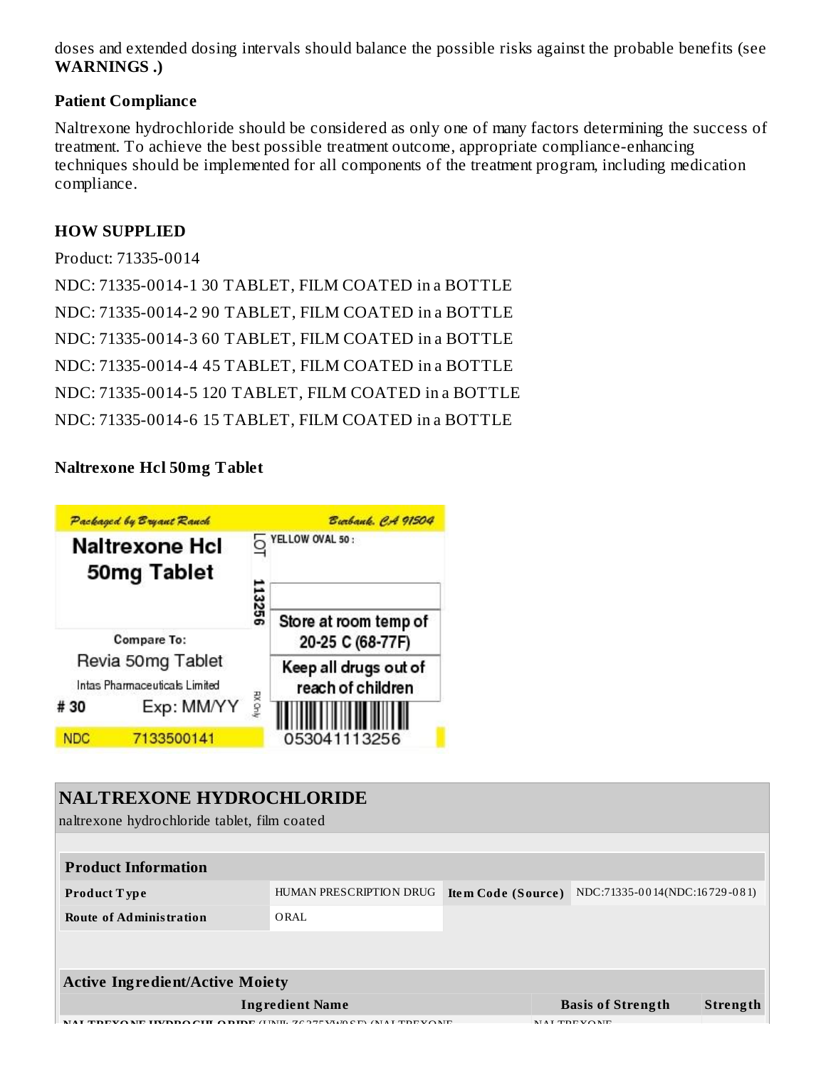doses and extended dosing intervals should balance the possible risks against the probable benefits (see **WARNINGS .)**

**Patient Compliance**

Naltrexone hydrochloride should be considered as only one of many factors determining the success of treatment. To achieve the best possible treatment outcome, appropriate compliance-enhancing techniques should be implemented for all components of the treatment program, including medication compliance.

## HOW SUPPLIED

Product: 71335-0014

NDC: 71335-0014-1 30 TABLET, FILM COATED in a BOTTLE

NDC: 71335-0014-2 90 TABLET, FILM COATED in a BOTTLE

NDC: 71335-0014-3 60 TABLET, FILM COATED in a BOTTLE

NDC: 71335-0014-4 45 TABLET, FILM COATED in a BOTTLE

NDC: 71335-0014-5 120 TABLET, FILM COATED in a BOTTLE

NDC: 71335-0014-6 15 TABLET, FILM COATED in a BOTTLE

**Naltrexone Hcl 50mg Tablet**

Packaged by Bryant Ranch

Burbank, CA 91504

Naltrexone Hcl 50mg Tablet

LOT 113256

YELLOW OVAL 50 :

Store at room temp of 20-25 C (68-77F)

Keep all drugs out of reach of children

Compare To: Revia 50mg Tablet

Intas Pharmaceuticals Limited

# 30 Exp: MM/YY

RX Only

NDC 7133500141

053041113256

## NALTREXONE HYDROCHLORIDE

naltrexone hydrochloride tablet, film coated

| Product Information | | | |
|---|---|---|---|
| **Product Type** | HUMAN PRESCRIPTION DRUG | **Item Code (Source)** | NDC:71335-0014(NDC:16729-081) |
| **Route of Administration** | ORAL | | |

| Active Ingredient/Active Moiety | | |
|---|---|---|
| **Ingredient Name** | **Basis of Strength** | **Strength** |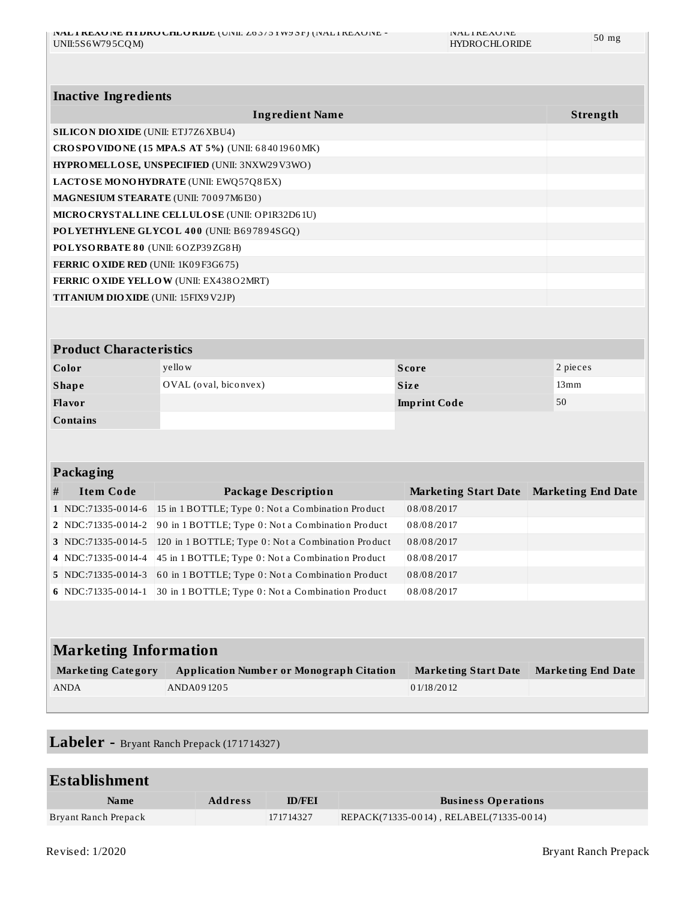| | | |
|---|---|---|
| **NALTREXONE HYDROCHLORIDE** (UNII: Z6375YW9SF) (NALTREXONE - UNII:5S6W795CQM) | NALTREXONE HYDROCHLORIDE | 50 mg |

| Inactive Ingredients | |
|---|---|
| **Ingredient Name** | **Strength** |
| **SILICON DIOXIDE** (UNII: ETJ7Z6XBU4) | |
| **CROSPOVIDONE (15 MPA.S AT 5%)** (UNII: 68401960MK) | |
| **HYPROMELLOSE, UNSPECIFIED** (UNII: 3NXW29V3WO) | |
| **LACTOSE MONOHYDRATE** (UNII: EWQ57Q8I5X) | |
| **MAGNESIUM STEARATE** (UNII: 70097M6I30) | |
| **MICROCRYSTALLINE CELLULOSE** (UNII: OP1R32D61U) | |
| **POLYETHYLENE GLYCOL 400** (UNII: B697894SGQ) | |
| **POLYSORBATE 80** (UNII: 6OZP39ZG8H) | |
| **FERRIC OXIDE RED** (UNII: 1K09F3G675) | |
| **FERRIC OXIDE YELLOW** (UNII: EX438O2MRT) | |
| **TITANIUM DIOXIDE** (UNII: 15FIX9V2JP) | |

| Product Characteristics | | | |
|---|---|---|---|
| **Color** | yellow | **Score** | 2 pieces |
| **Shape** | OVAL (oval, biconvex) | **Size** | 13mm |
| **Flavor** | | **Imprint Code** | 50 |
| **Contains** | | | |

| Packaging | | | | |
|---|---|---|---|---|
| **#** | **Item Code** | **Package Description** | **Marketing Start Date** | **Marketing End Date** |
| 1 | NDC:71335-0014-6 | 15 in 1 BOTTLE; Type 0: Not a Combination Product | 08/08/2017 | |
| 2 | NDC:71335-0014-2 | 90 in 1 BOTTLE; Type 0: Not a Combination Product | 08/08/2017 | |
| 3 | NDC:71335-0014-5 | 120 in 1 BOTTLE; Type 0: Not a Combination Product | 08/08/2017 | |
| 4 | NDC:71335-0014-4 | 45 in 1 BOTTLE; Type 0: Not a Combination Product | 08/08/2017 | |
| 5 | NDC:71335-0014-3 | 60 in 1 BOTTLE; Type 0: Not a Combination Product | 08/08/2017 | |
| 6 | NDC:71335-0014-1 | 30 in 1 BOTTLE; Type 0: Not a Combination Product | 08/08/2017 | |

| Marketing Information | | | |
|---|---|---|---|
| **Marketing Category** | **Application Number or Monograph Citation** | **Marketing Start Date** | **Marketing End Date** |
| ANDA | ANDA091205 | 01/18/2012 | |

## Labeler - Bryant Ranch Prepack (171714327)

## Establishment

| Name | Address | ID/FEI | Business Operations |
|---|---|---|---|
| Bryant Ranch Prepack | | 171714327 | REPACK(71335-0014) , RELABEL(71335-0014) |

Revised: 1/2020

Bryant Ranch Prepack